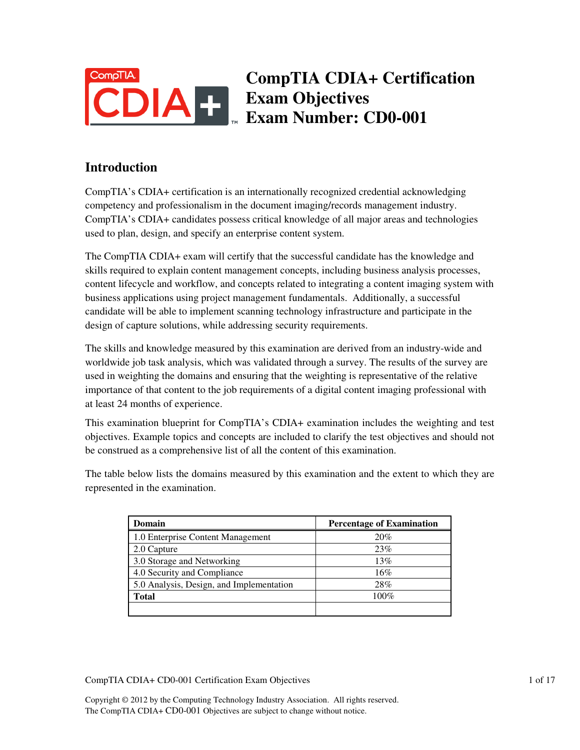# CompTIA CDIA+ Certification Exam Objectives Exam Number: CD0-001

## Introduction

CompTIA's CDIA+ certification is an internationally recognized credential acknowledging competency and professionalism in the document imaging/records management industry. CompTIA's CDIA+ candidates possess critical knowledge of all major areas and technologies used to plan, design, and specify an enterprise content system.

The CompTIA CDIA+ exam will certify that the successful candidate has the knowledge and skills required to explain content management concepts, including business analysis processes, content lifecycle and workflow, and concepts related to integrating a content imaging system with business applications using project management fundamentals. Additionally, a successful candidate will be able to implement scanning technology infrastructure and participate in the design of capture solutions, while addressing security requirements.

The skills and knowledge measured by this examination are derived from an industry-wide and worldwide job task analysis, which was validated through a survey. The results of the survey are used in weighting the domains and ensuring that the weighting is representative of the relative importance of that content to the job requirements of a digital content imaging professional with at least 24 months of experience.

This examination blueprint for CompTIA's CDIA+ examination includes the weighting and test objectives. Example topics and concepts are included to clarify the test objectives and should not be construed as a comprehensive list of all the content of this examination.

The table below lists the domains measured by this examination and the extent to which they are represented in the examination.

| Domain | Percentage of Examination |
|---|---|
| 1.0 Enterprise Content Management | 20% |
| 2.0 Capture | 23% |
| 3.0 Storage and Networking | 13% |
| 4.0 Security and Compliance | 16% |
| 5.0 Analysis, Design, and Implementation | 28% |
| **Total** | 100% |
| | |

Copyright © 2012 by the Computing Technology Industry Association. All rights reserved.
The CompTIA CDIA+ CD0-001 Objectives are subject to change without notice.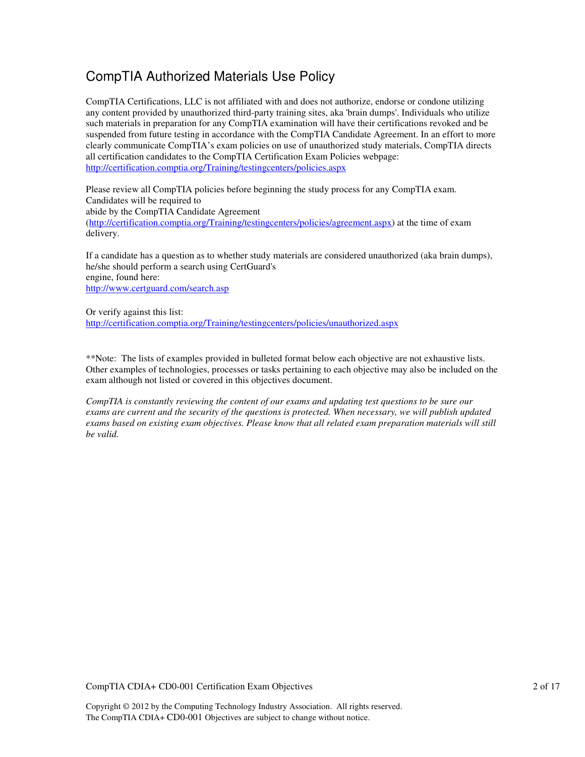# CompTIA Authorized Materials Use Policy

CompTIA Certifications, LLC is not affiliated with and does not authorize, endorse or condone utilizing any content provided by unauthorized third-party training sites, aka 'brain dumps'. Individuals who utilize such materials in preparation for any CompTIA examination will have their certifications revoked and be suspended from future testing in accordance with the CompTIA Candidate Agreement. In an effort to more clearly communicate CompTIA's exam policies on use of unauthorized study materials, CompTIA directs all certification candidates to the CompTIA Certification Exam Policies webpage: http://certification.comptia.org/Training/testingcenters/policies.aspx

Please review all CompTIA policies before beginning the study process for any CompTIA exam. Candidates will be required to abide by the CompTIA Candidate Agreement (http://certification.comptia.org/Training/testingcenters/policies/agreement.aspx) at the time of exam delivery.

If a candidate has a question as to whether study materials are considered unauthorized (aka brain dumps), he/she should perform a search using CertGuard's engine, found here: http://www.certguard.com/search.asp

Or verify against this list: http://certification.comptia.org/Training/testingcenters/policies/unauthorized.aspx

**Note: The lists of examples provided in bulleted format below each objective are not exhaustive lists. Other examples of technologies, processes or tasks pertaining to each objective may also be included on the exam although not listed or covered in this objectives document.

*CompTIA is constantly reviewing the content of our exams and updating test questions to be sure our exams are current and the security of the questions is protected. When necessary, we will publish updated exams based on existing exam objectives. Please know that all related exam preparation materials will still be valid.*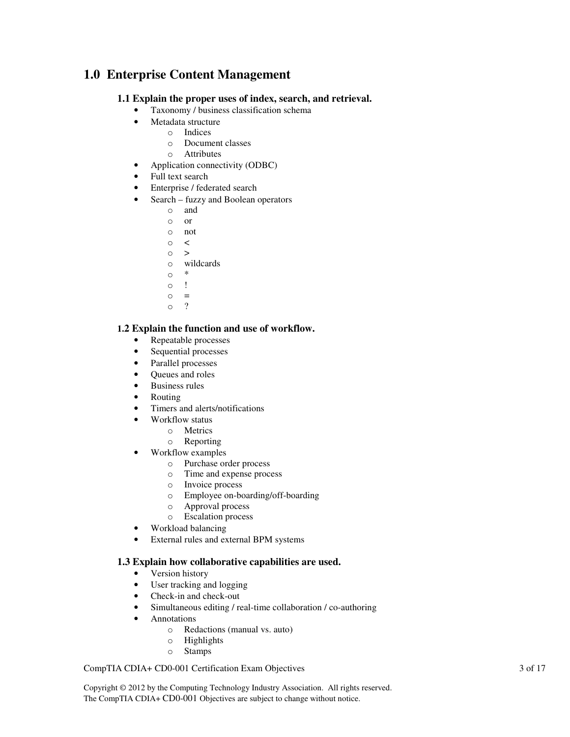## 1.0 Enterprise Content Management

### 1.1 Explain the proper uses of index, search, and retrieval.

- Taxonomy / business classification schema
- Metadata structure
  - Indices
  - Document classes
  - Attributes
- Application connectivity (ODBC)
- Full text search
- Enterprise / federated search
- Search – fuzzy and Boolean operators
  - and
  - or
  - not
  - <
  - >
  - wildcards
  - *
  - !
  - =
  - ?

### 1.2 Explain the function and use of workflow.

- Repeatable processes
- Sequential processes
- Parallel processes
- Queues and roles
- Business rules
- Routing
- Timers and alerts/notifications
- Workflow status
  - Metrics
  - Reporting
- Workflow examples
  - Purchase order process
  - Time and expense process
  - Invoice process
  - Employee on-boarding/off-boarding
  - Approval process
  - Escalation process
- Workload balancing
- External rules and external BPM systems

### 1.3 Explain how collaborative capabilities are used.

- Version history
- User tracking and logging
- Check-in and check-out
- Simultaneous editing / real-time collaboration / co-authoring
- Annotations
  - Redactions (manual vs. auto)
  - Highlights
  - Stamps

Copyright © 2012 by the Computing Technology Industry Association. All rights reserved.
The CompTIA CDIA+ CD0-001 Objectives are subject to change without notice.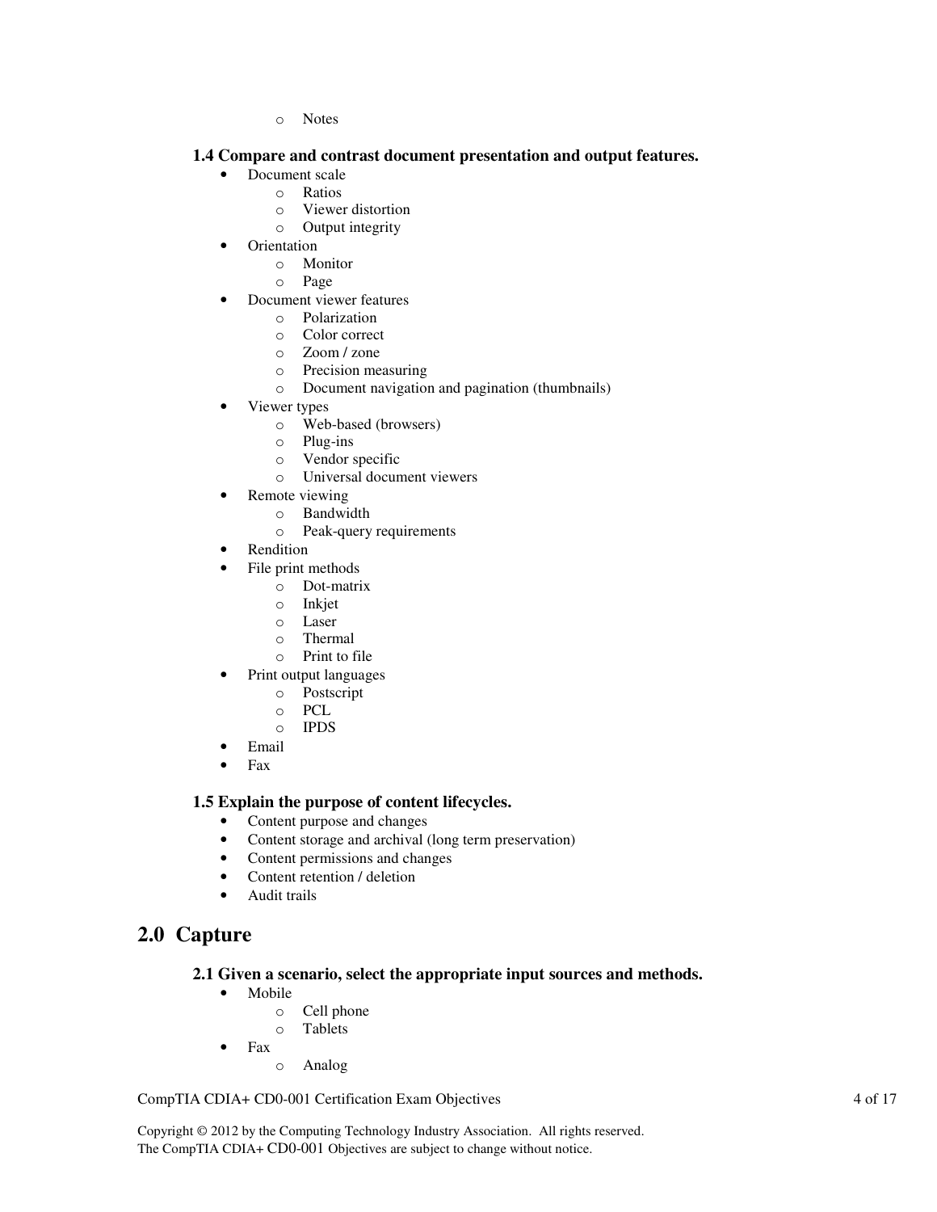- Notes

### 1.4 Compare and contrast document presentation and output features.

- Document scale
  - Ratios
  - Viewer distortion
  - Output integrity
- Orientation
  - Monitor
  - Page
- Document viewer features
  - Polarization
  - Color correct
  - Zoom / zone
  - Precision measuring
  - Document navigation and pagination (thumbnails)
- Viewer types
  - Web-based (browsers)
  - Plug-ins
  - Vendor specific
  - Universal document viewers
- Remote viewing
  - Bandwidth
  - Peak-query requirements
- Rendition
- File print methods
  - Dot-matrix
  - Inkjet
  - Laser
  - Thermal
  - Print to file
- Print output languages
  - Postscript
  - PCL
  - IPDS
- Email
- Fax

### 1.5 Explain the purpose of content lifecycles.

- Content purpose and changes
- Content storage and archival (long term preservation)
- Content permissions and changes
- Content retention / deletion
- Audit trails

## 2.0 Capture

### 2.1 Given a scenario, select the appropriate input sources and methods.

- Mobile
  - Cell phone
  - Tablets
- Fax
  - Analog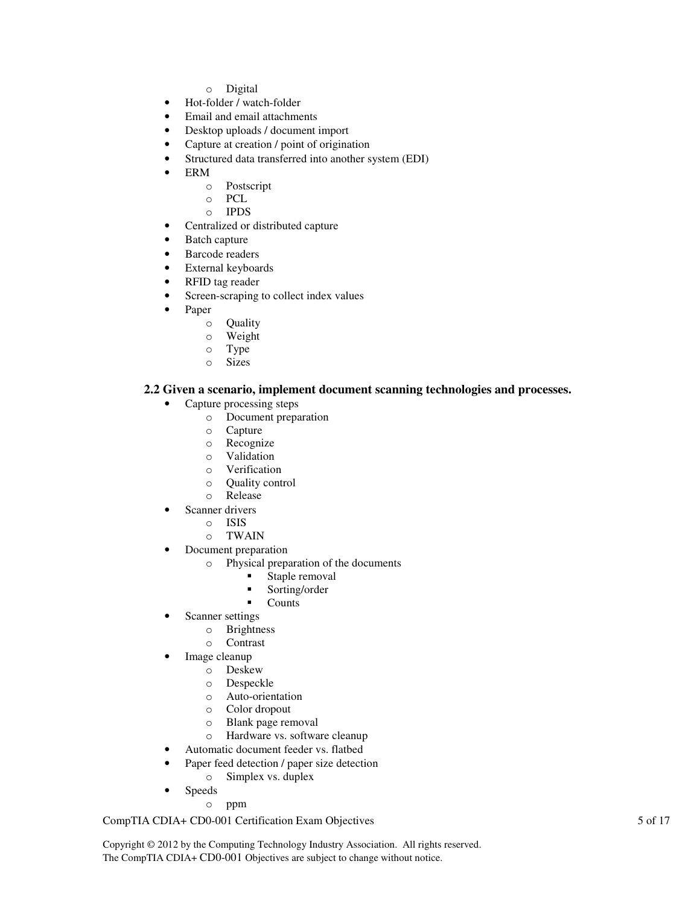- Digital
- Hot-folder / watch-folder
- Email and email attachments
- Desktop uploads / document import
- Capture at creation / point of origination
- Structured data transferred into another system (EDI)
- ERM
  - Postscript
  - PCL
  - IPDS
- Centralized or distributed capture
- Batch capture
- Barcode readers
- External keyboards
- RFID tag reader
- Screen-scraping to collect index values
- Paper
  - Quality
  - Weight
  - Type
  - Sizes

### 2.2 Given a scenario, implement document scanning technologies and processes.

- Capture processing steps
  - Document preparation
  - Capture
  - Recognize
  - Validation
  - Verification
  - Quality control
  - Release
- Scanner drivers
  - ISIS
  - TWAIN
- Document preparation
  - Physical preparation of the documents
    - Staple removal
    - Sorting/order
    - Counts
- Scanner settings
  - Brightness
  - Contrast
- Image cleanup
  - Deskew
  - Despeckle
  - Auto-orientation
  - Color dropout
  - Blank page removal
  - Hardware vs. software cleanup
- Automatic document feeder vs. flatbed
- Paper feed detection / paper size detection
  - Simplex vs. duplex
- Speeds
  - ppm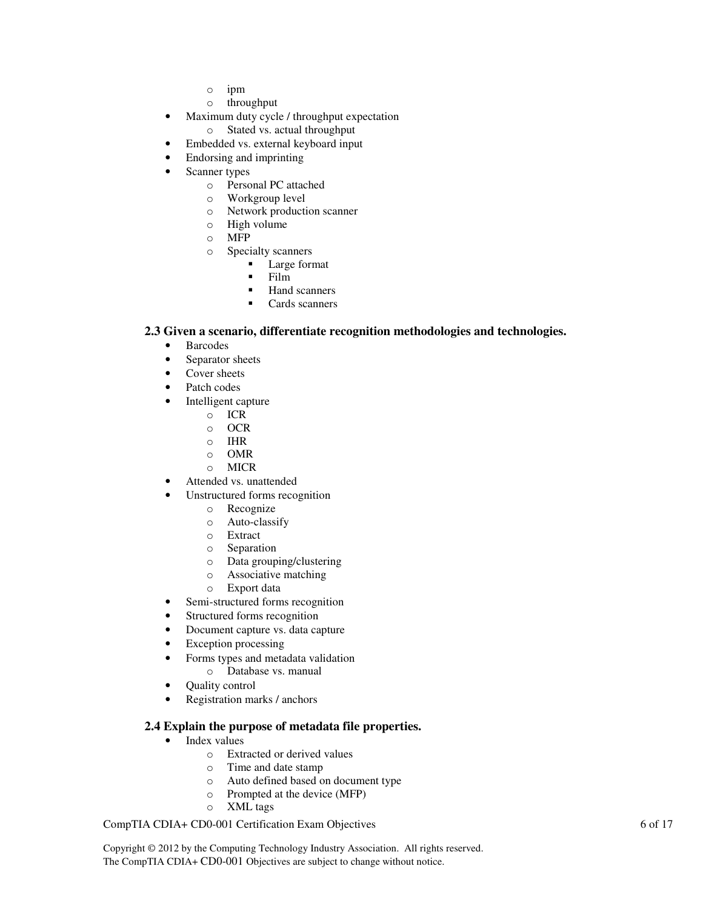- ipm
  - throughput
- Maximum duty cycle / throughput expectation
  - Stated vs. actual throughput
- Embedded vs. external keyboard input
- Endorsing and imprinting
- Scanner types
  - Personal PC attached
  - Workgroup level
  - Network production scanner
  - High volume
  - MFP
  - Specialty scanners
    - Large format
    - Film
    - Hand scanners
    - Cards scanners

### 2.3 Given a scenario, differentiate recognition methodologies and technologies.

- Barcodes
- Separator sheets
- Cover sheets
- Patch codes
- Intelligent capture
  - ICR
  - OCR
  - IHR
  - OMR
  - MICR
- Attended vs. unattended
- Unstructured forms recognition
  - Recognize
  - Auto-classify
  - Extract
  - Separation
  - Data grouping/clustering
  - Associative matching
  - Export data
- Semi-structured forms recognition
- Structured forms recognition
- Document capture vs. data capture
- Exception processing
- Forms types and metadata validation
  - Database vs. manual
- Quality control
- Registration marks / anchors

### 2.4 Explain the purpose of metadata file properties.

- Index values
  - Extracted or derived values
  - Time and date stamp
  - Auto defined based on document type
  - Prompted at the device (MFP)
  - XML tags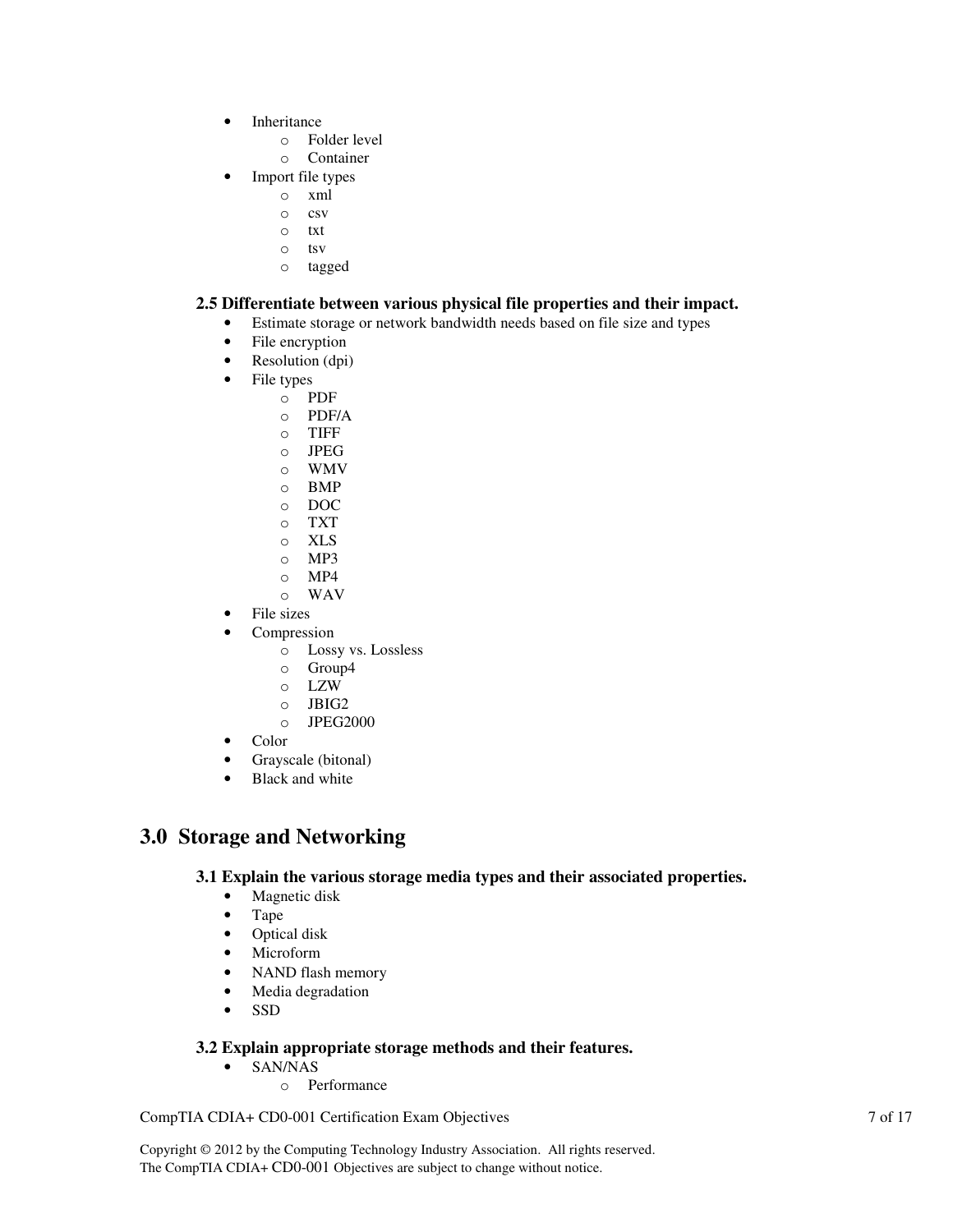- Inheritance
  - Folder level
  - Container
- Import file types
  - xml
  - csv
  - txt
  - tsv
  - tagged

### 2.5 Differentiate between various physical file properties and their impact.

- Estimate storage or network bandwidth needs based on file size and types
- File encryption
- Resolution (dpi)
- File types
  - PDF
  - PDF/A
  - TIFF
  - JPEG
  - WMV
  - BMP
  - DOC
  - TXT
  - XLS
  - MP3
  - MP4
  - WAV
- File sizes
- Compression
  - Lossy vs. Lossless
  - Group4
  - LZW
  - JBIG2
  - JPEG2000
- Color
- Grayscale (bitonal)
- Black and white

## 3.0 Storage and Networking

### 3.1 Explain the various storage media types and their associated properties.

- Magnetic disk
- Tape
- Optical disk
- Microform
- NAND flash memory
- Media degradation
- SSD

### 3.2 Explain appropriate storage methods and their features.

- SAN/NAS
  - Performance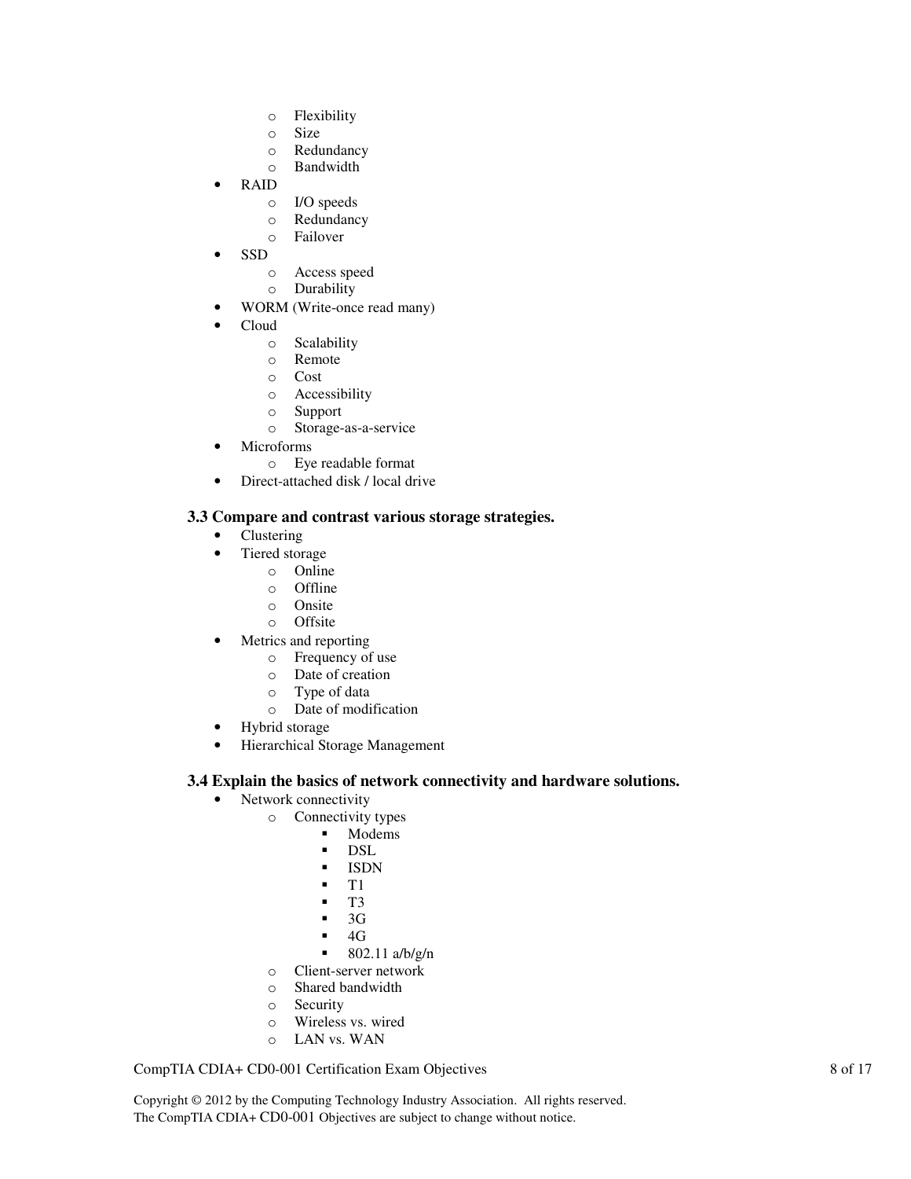- Flexibility
  - Size
  - Redundancy
  - Bandwidth
- RAID
  - I/O speeds
  - Redundancy
  - Failover
- SSD
  - Access speed
  - Durability
- WORM (Write-once read many)
- Cloud
  - Scalability
  - Remote
  - Cost
  - Accessibility
  - Support
  - Storage-as-a-service
- Microforms
  - Eye readable format
- Direct-attached disk / local drive

### 3.3 Compare and contrast various storage strategies.

- Clustering
- Tiered storage
  - Online
  - Offline
  - Onsite
  - Offsite
- Metrics and reporting
  - Frequency of use
  - Date of creation
  - Type of data
  - Date of modification
- Hybrid storage
- Hierarchical Storage Management

### 3.4 Explain the basics of network connectivity and hardware solutions.

- Network connectivity
  - Connectivity types
    - Modems
    - DSL
    - ISDN
    - T1
    - T3
    - 3G
    - 4G
    - 802.11 a/b/g/n
  - Client-server network
  - Shared bandwidth
  - Security
  - Wireless vs. wired
  - LAN vs. WAN

Copyright © 2012 by the Computing Technology Industry Association. All rights reserved.
The CompTIA CDIA+ CD0-001 Objectives are subject to change without notice.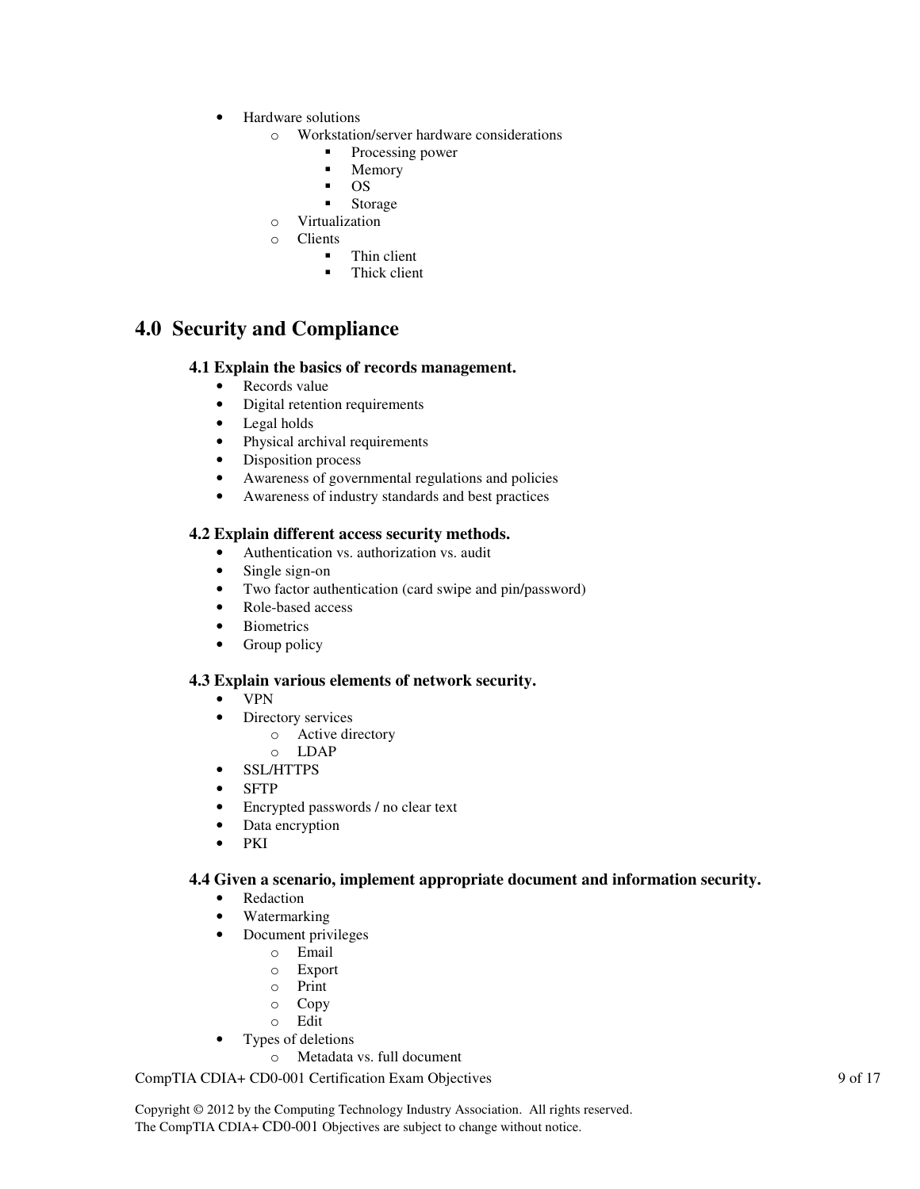- Hardware solutions
  - Workstation/server hardware considerations
    - Processing power
    - Memory
    - OS
    - Storage
  - Virtualization
  - Clients
    - Thin client
    - Thick client

## 4.0 Security and Compliance

### 4.1 Explain the basics of records management.

- Records value
- Digital retention requirements
- Legal holds
- Physical archival requirements
- Disposition process
- Awareness of governmental regulations and policies
- Awareness of industry standards and best practices

### 4.2 Explain different access security methods.

- Authentication vs. authorization vs. audit
- Single sign-on
- Two factor authentication (card swipe and pin/password)
- Role-based access
- Biometrics
- Group policy

### 4.3 Explain various elements of network security.

- VPN
- Directory services
  - Active directory
  - LDAP
- SSL/HTTPS
- SFTP
- Encrypted passwords / no clear text
- Data encryption
- PKI

### 4.4 Given a scenario, implement appropriate document and information security.

- Redaction
- Watermarking
- Document privileges
  - Email
  - Export
  - Print
  - Copy
  - Edit
- Types of deletions
  - Metadata vs. full document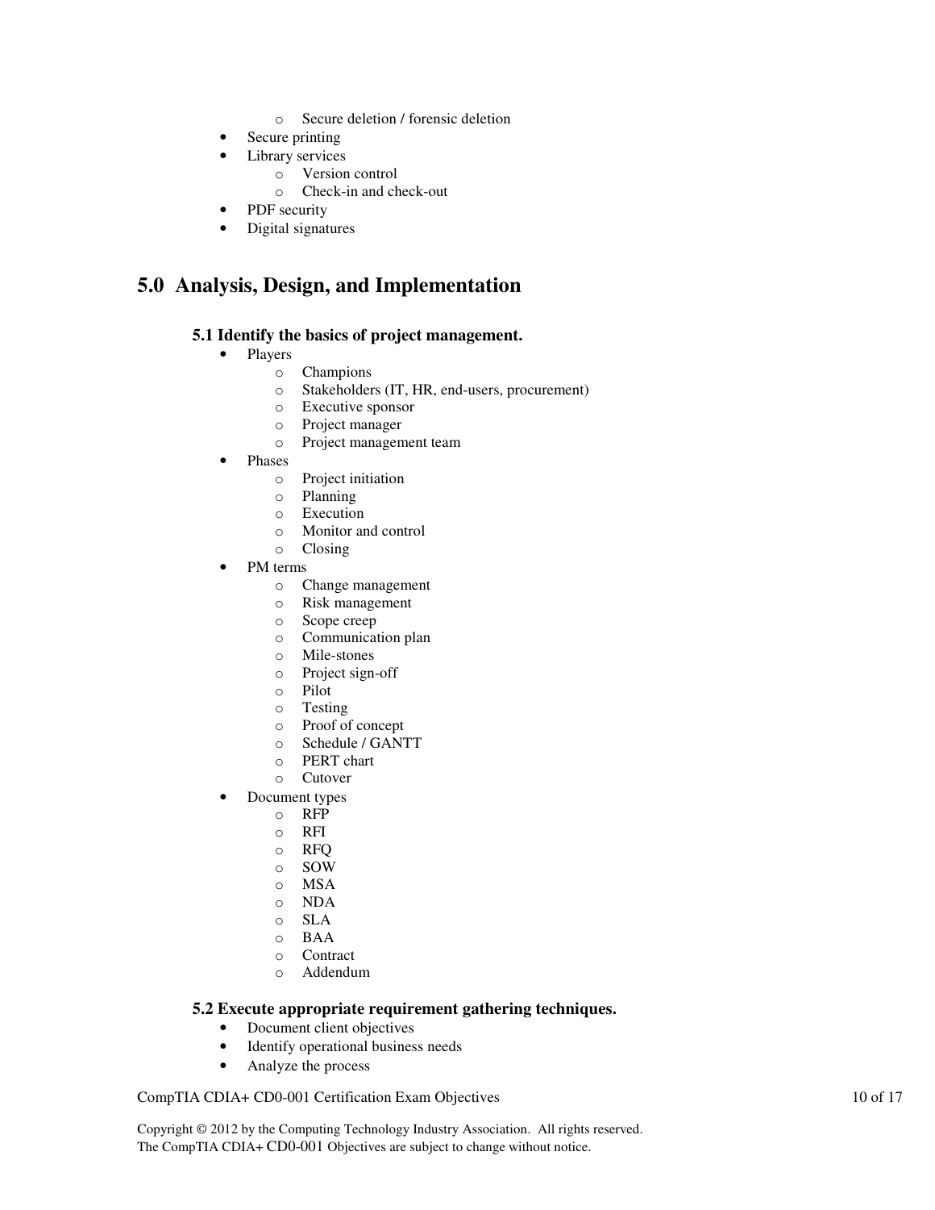- Secure deletion / forensic deletion
- Secure printing
- Library services
  - Version control
  - Check-in and check-out
- PDF security
- Digital signatures

## 5.0 Analysis, Design, and Implementation

### 5.1 Identify the basics of project management.

- Players
  - Champions
  - Stakeholders (IT, HR, end-users, procurement)
  - Executive sponsor
  - Project manager
  - Project management team
- Phases
  - Project initiation
  - Planning
  - Execution
  - Monitor and control
  - Closing
- PM terms
  - Change management
  - Risk management
  - Scope creep
  - Communication plan
  - Mile-stones
  - Project sign-off
  - Pilot
  - Testing
  - Proof of concept
  - Schedule / GANTT
  - PERT chart
  - Cutover
- Document types
  - RFP
  - RFI
  - RFQ
  - SOW
  - MSA
  - NDA
  - SLA
  - BAA
  - Contract
  - Addendum

### 5.2 Execute appropriate requirement gathering techniques.

- Document client objectives
- Identify operational business needs
- Analyze the process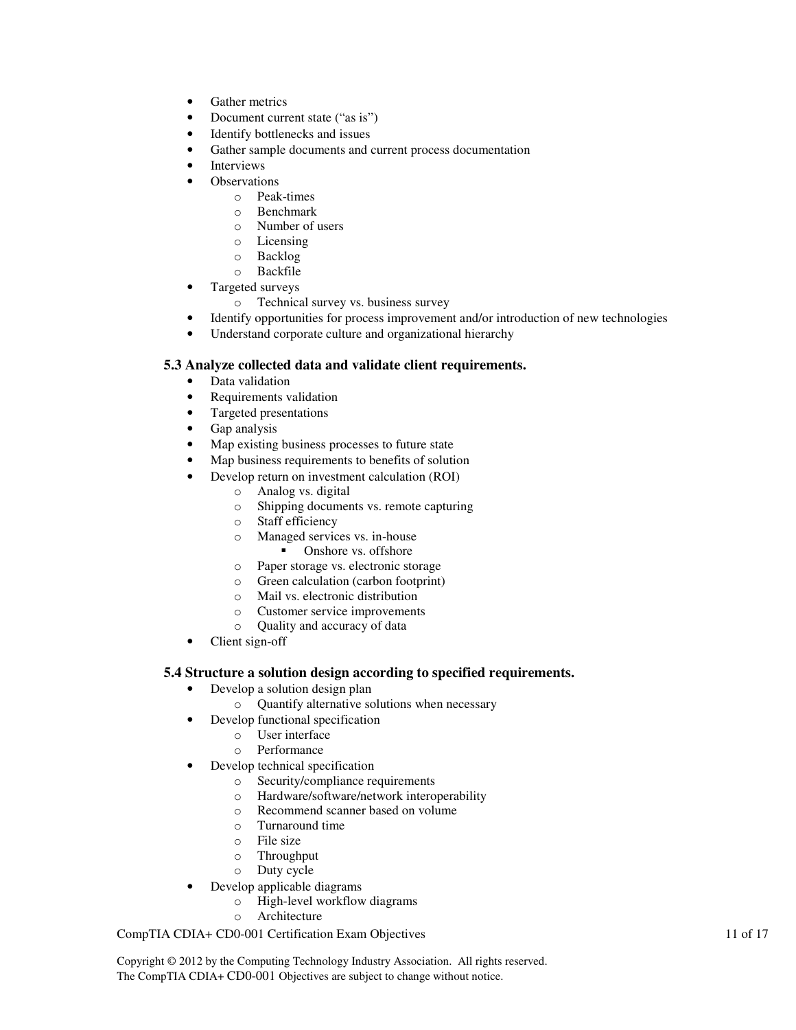- Gather metrics
- Document current state ("as is")
- Identify bottlenecks and issues
- Gather sample documents and current process documentation
- Interviews
- Observations
    - Peak-times
    - Benchmark
    - Number of users
    - Licensing
    - Backlog
    - Backfile
- Targeted surveys
    - Technical survey vs. business survey
- Identify opportunities for process improvement and/or introduction of new technologies
- Understand corporate culture and organizational hierarchy

### 5.3 Analyze collected data and validate client requirements.

- Data validation
- Requirements validation
- Targeted presentations
- Gap analysis
- Map existing business processes to future state
- Map business requirements to benefits of solution
- Develop return on investment calculation (ROI)
    - Analog vs. digital
    - Shipping documents vs. remote capturing
    - Staff efficiency
    - Managed services vs. in-house
        - Onshore vs. offshore
    - Paper storage vs. electronic storage
    - Green calculation (carbon footprint)
    - Mail vs. electronic distribution
    - Customer service improvements
    - Quality and accuracy of data
- Client sign-off

### 5.4 Structure a solution design according to specified requirements.

- Develop a solution design plan
    - Quantify alternative solutions when necessary
- Develop functional specification
    - User interface
    - Performance
- Develop technical specification
    - Security/compliance requirements
    - Hardware/software/network interoperability
    - Recommend scanner based on volume
    - Turnaround time
    - File size
    - Throughput
    - Duty cycle
- Develop applicable diagrams
    - High-level workflow diagrams
    - Architecture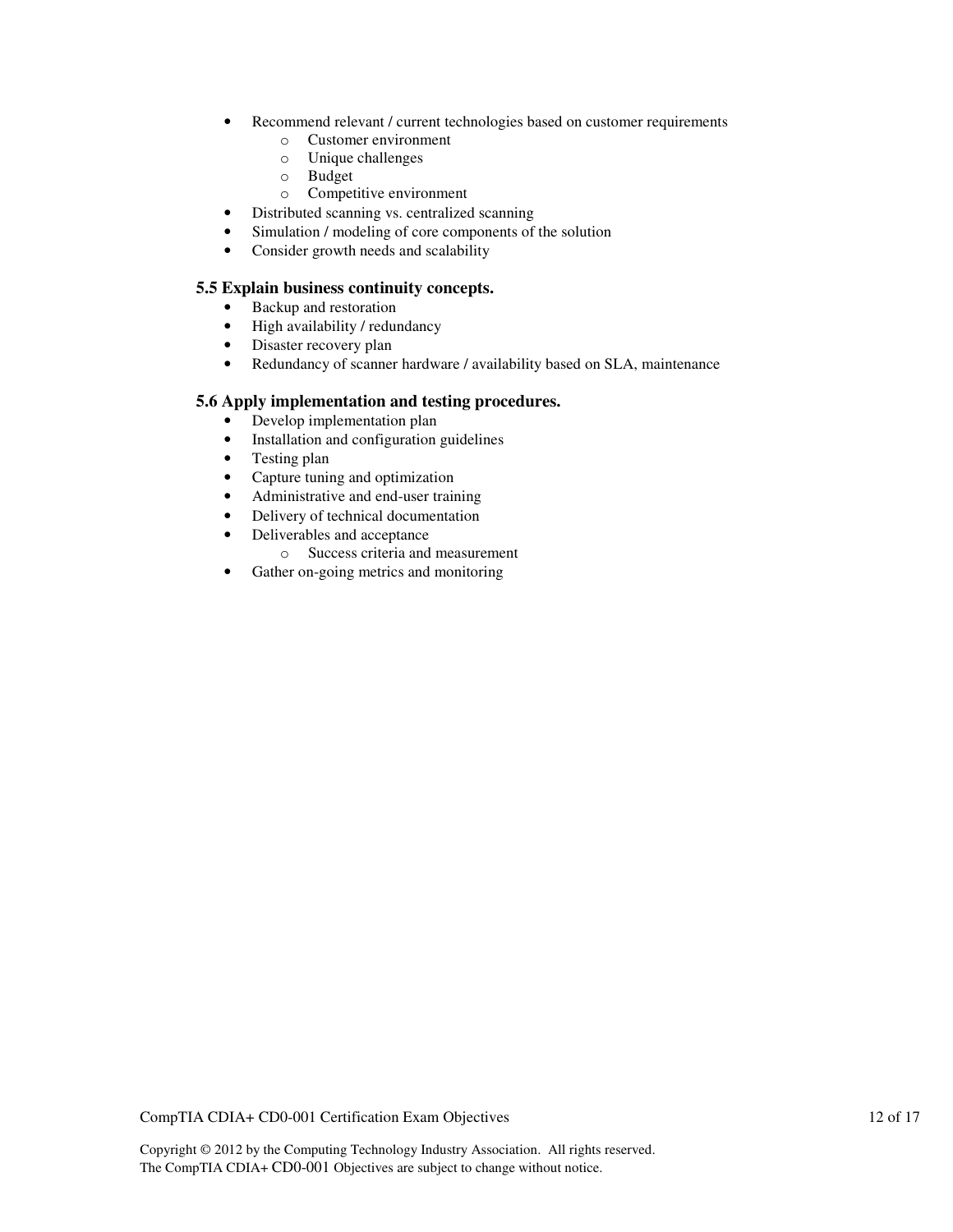- Recommend relevant / current technologies based on customer requirements
    - Customer environment
    - Unique challenges
    - Budget
    - Competitive environment
- Distributed scanning vs. centralized scanning
- Simulation / modeling of core components of the solution
- Consider growth needs and scalability

### 5.5 Explain business continuity concepts.

- Backup and restoration
- High availability / redundancy
- Disaster recovery plan
- Redundancy of scanner hardware / availability based on SLA, maintenance

### 5.6 Apply implementation and testing procedures.

- Develop implementation plan
- Installation and configuration guidelines
- Testing plan
- Capture tuning and optimization
- Administrative and end-user training
- Delivery of technical documentation
- Deliverables and acceptance
    - Success criteria and measurement
- Gather on-going metrics and monitoring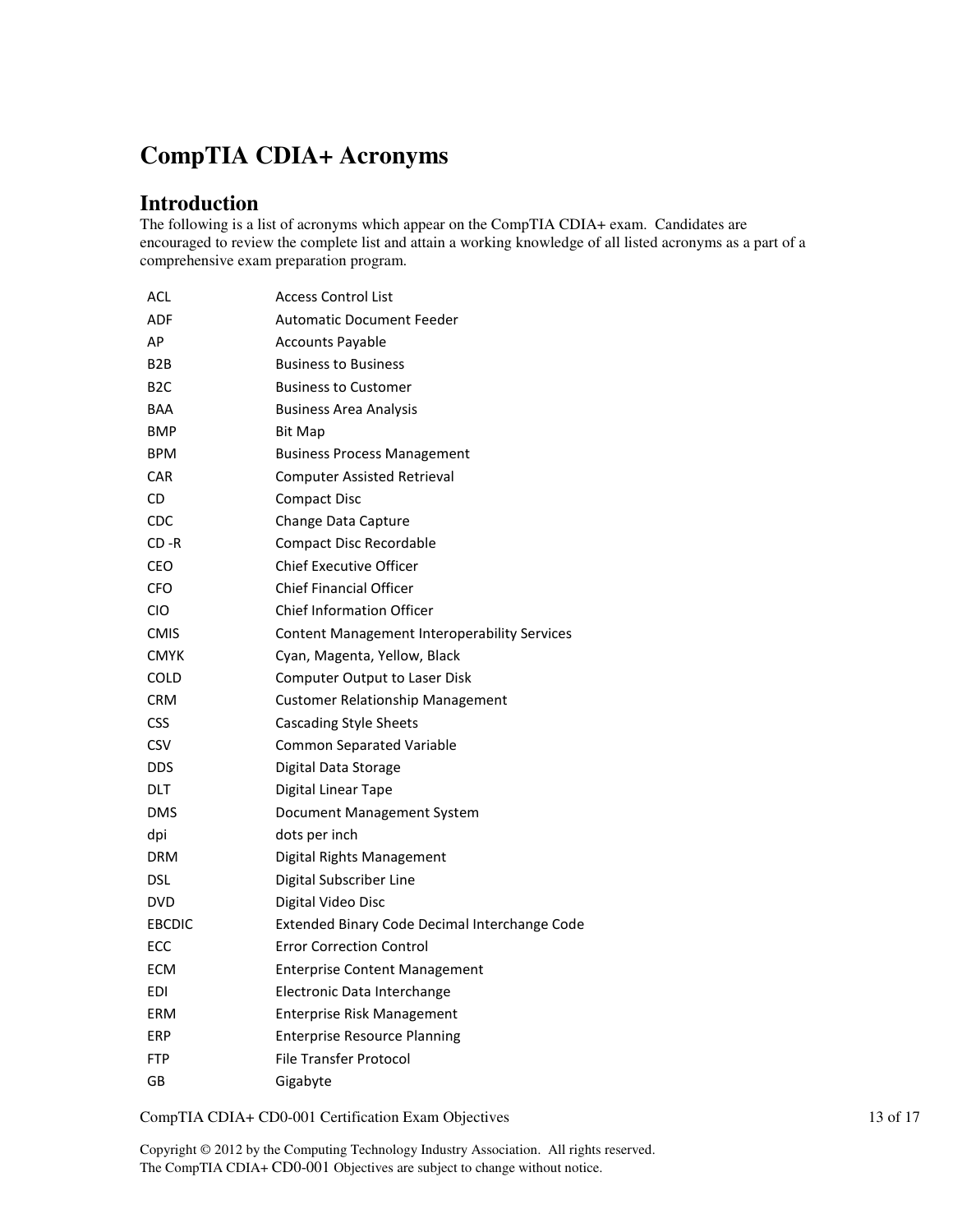# CompTIA CDIA+ Acronyms

## Introduction

The following is a list of acronyms which appear on the CompTIA CDIA+ exam. Candidates are encouraged to review the complete list and attain a working knowledge of all listed acronyms as a part of a comprehensive exam preparation program.

| | |
|---|---|
| ACL | Access Control List |
| ADF | Automatic Document Feeder |
| AP | Accounts Payable |
| B2B | Business to Business |
| B2C | Business to Customer |
| BAA | Business Area Analysis |
| BMP | Bit Map |
| BPM | Business Process Management |
| CAR | Computer Assisted Retrieval |
| CD | Compact Disc |
| CDC | Change Data Capture |
| CD -R | Compact Disc Recordable |
| CEO | Chief Executive Officer |
| CFO | Chief Financial Officer |
| CIO | Chief Information Officer |
| CMIS | Content Management Interoperability Services |
| CMYK | Cyan, Magenta, Yellow, Black |
| COLD | Computer Output to Laser Disk |
| CRM | Customer Relationship Management |
| CSS | Cascading Style Sheets |
| CSV | Common Separated Variable |
| DDS | Digital Data Storage |
| DLT | Digital Linear Tape |
| DMS | Document Management System |
| dpi | dots per inch |
| DRM | Digital Rights Management |
| DSL | Digital Subscriber Line |
| DVD | Digital Video Disc |
| EBCDIC | Extended Binary Code Decimal Interchange Code |
| ECC | Error Correction Control |
| ECM | Enterprise Content Management |
| EDI | Electronic Data Interchange |
| ERM | Enterprise Risk Management |
| ERP | Enterprise Resource Planning |
| FTP | File Transfer Protocol |
| GB | Gigabyte |

Copyright © 2012 by the Computing Technology Industry Association. All rights reserved.
The CompTIA CDIA+ CD0-001 Objectives are subject to change without notice.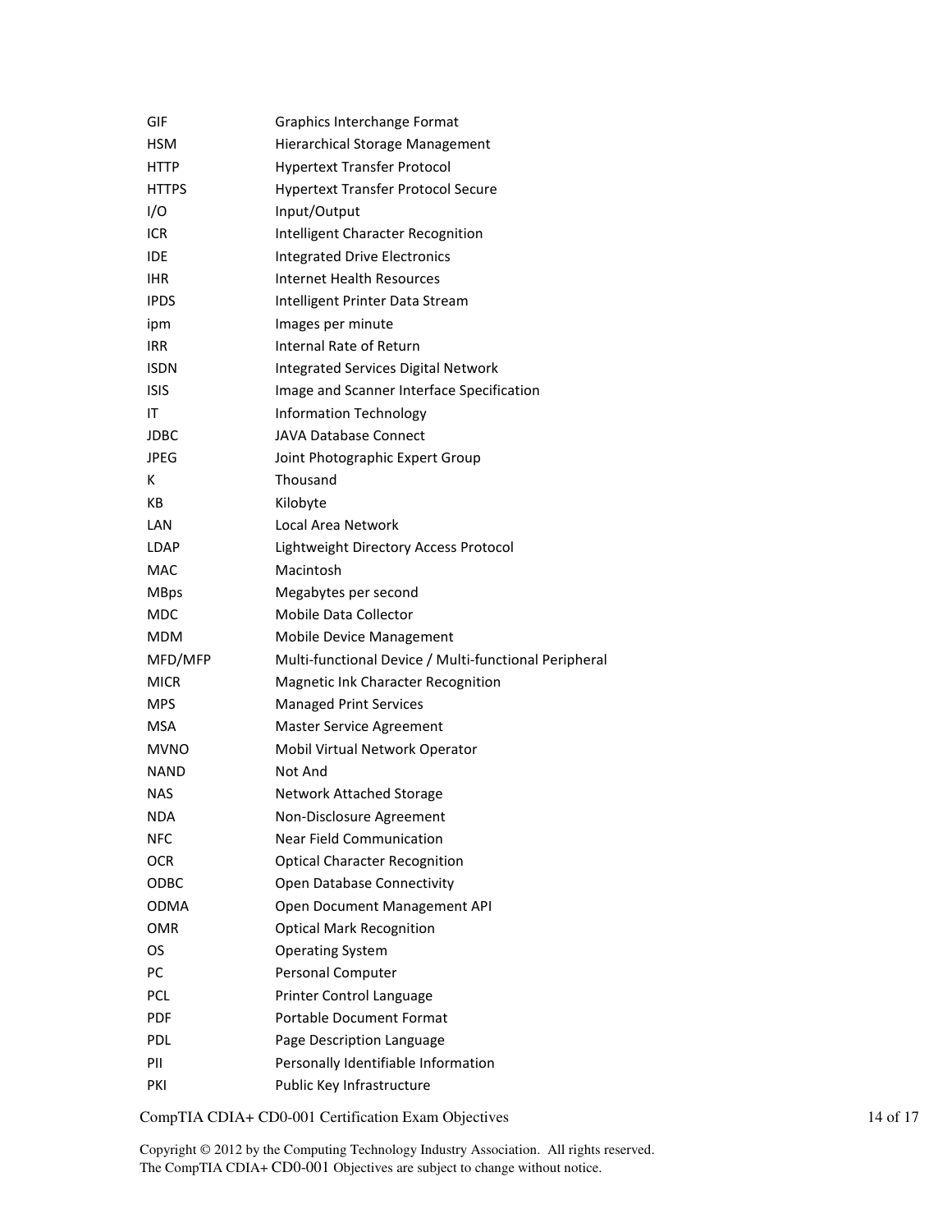| | |
|---|---|
| GIF | Graphics Interchange Format |
| HSM | Hierarchical Storage Management |
| HTTP | Hypertext Transfer Protocol |
| HTTPS | Hypertext Transfer Protocol Secure |
| I/O | Input/Output |
| ICR | Intelligent Character Recognition |
| IDE | Integrated Drive Electronics |
| IHR | Internet Health Resources |
| IPDS | Intelligent Printer Data Stream |
| ipm | Images per minute |
| IRR | Internal Rate of Return |
| ISDN | Integrated Services Digital Network |
| ISIS | Image and Scanner Interface Specification |
| IT | Information Technology |
| JDBC | JAVA Database Connect |
| JPEG | Joint Photographic Expert Group |
| K | Thousand |
| KB | Kilobyte |
| LAN | Local Area Network |
| LDAP | Lightweight Directory Access Protocol |
| MAC | Macintosh |
| MBps | Megabytes per second |
| MDC | Mobile Data Collector |
| MDM | Mobile Device Management |
| MFD/MFP | Multi-functional Device / Multi-functional Peripheral |
| MICR | Magnetic Ink Character Recognition |
| MPS | Managed Print Services |
| MSA | Master Service Agreement |
| MVNO | Mobil Virtual Network Operator |
| NAND | Not And |
| NAS | Network Attached Storage |
| NDA | Non-Disclosure Agreement |
| NFC | Near Field Communication |
| OCR | Optical Character Recognition |
| ODBC | Open Database Connectivity |
| ODMA | Open Document Management API |
| OMR | Optical Mark Recognition |
| OS | Operating System |
| PC | Personal Computer |
| PCL | Printer Control Language |
| PDF | Portable Document Format |
| PDL | Page Description Language |
| PII | Personally Identifiable Information |
| PKI | Public Key Infrastructure |

Copyright © 2012 by the Computing Technology Industry Association. All rights reserved.
The CompTIA CDIA+ CD0-001 Objectives are subject to change without notice.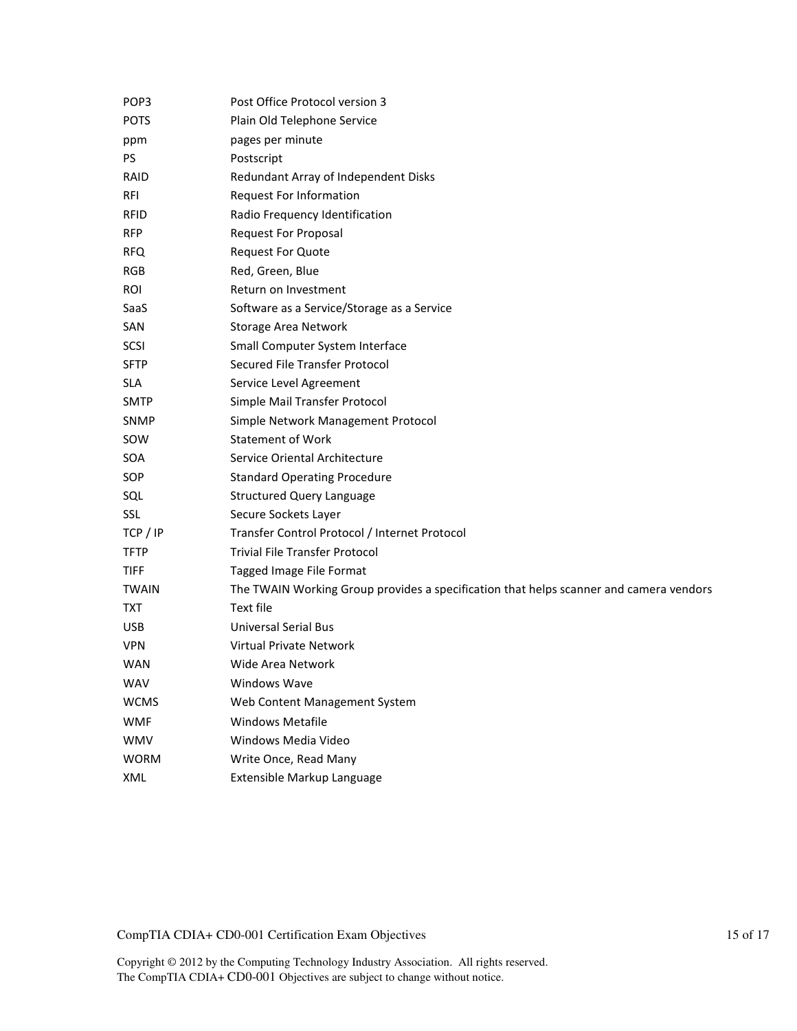| | |
|---|---|
| POP3 | Post Office Protocol version 3 |
| POTS | Plain Old Telephone Service |
| ppm | pages per minute |
| PS | Postscript |
| RAID | Redundant Array of Independent Disks |
| RFI | Request For Information |
| RFID | Radio Frequency Identification |
| RFP | Request For Proposal |
| RFQ | Request For Quote |
| RGB | Red, Green, Blue |
| ROI | Return on Investment |
| SaaS | Software as a Service/Storage as a Service |
| SAN | Storage Area Network |
| SCSI | Small Computer System Interface |
| SFTP | Secured File Transfer Protocol |
| SLA | Service Level Agreement |
| SMTP | Simple Mail Transfer Protocol |
| SNMP | Simple Network Management Protocol |
| SOW | Statement of Work |
| SOA | Service Oriental Architecture |
| SOP | Standard Operating Procedure |
| SQL | Structured Query Language |
| SSL | Secure Sockets Layer |
| TCP / IP | Transfer Control Protocol / Internet Protocol |
| TFTP | Trivial File Transfer Protocol |
| TIFF | Tagged Image File Format |
| TWAIN | The TWAIN Working Group provides a specification that helps scanner and camera vendors |
| TXT | Text file |
| USB | Universal Serial Bus |
| VPN | Virtual Private Network |
| WAN | Wide Area Network |
| WAV | Windows Wave |
| WCMS | Web Content Management System |
| WMF | Windows Metafile |
| WMV | Windows Media Video |
| WORM | Write Once, Read Many |
| XML | Extensible Markup Language |

Copyright © 2012 by the Computing Technology Industry Association. All rights reserved.
The CompTIA CDIA+ CD0-001 Objectives are subject to change without notice.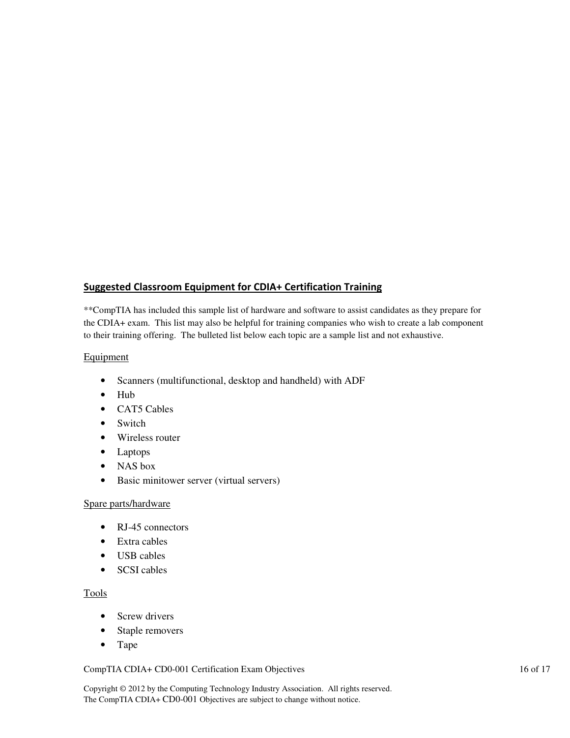## Suggested Classroom Equipment for CDIA+ Certification Training

**CompTIA has included this sample list of hardware and software to assist candidates as they prepare for the CDIA+ exam. This list may also be helpful for training companies who wish to create a lab component to their training offering. The bulleted list below each topic are a sample list and not exhaustive.

Equipment

- Scanners (multifunctional, desktop and handheld) with ADF
- Hub
- CAT5 Cables
- Switch
- Wireless router
- Laptops
- NAS box
- Basic minitower server (virtual servers)

Spare parts/hardware

- RJ-45 connectors
- Extra cables
- USB cables
- SCSI cables

Tools

- Screw drivers
- Staple removers
- Tape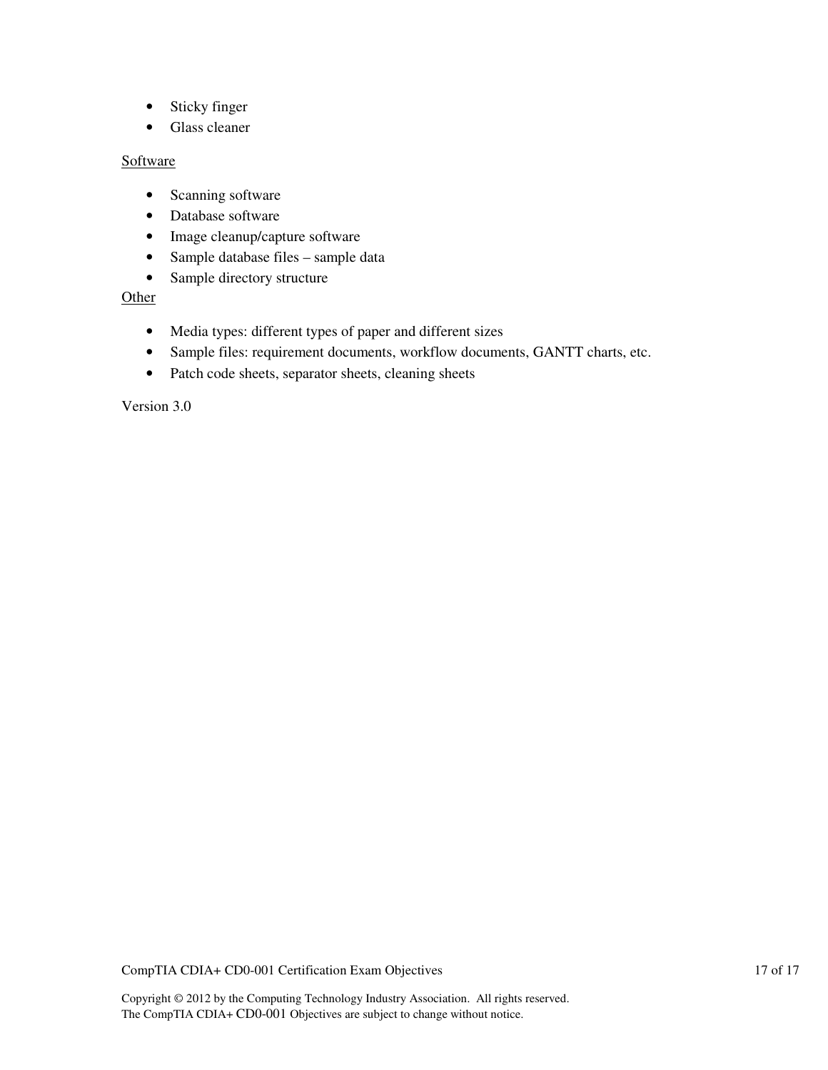- Sticky finger
- Glass cleaner

Software

- Scanning software
- Database software
- Image cleanup/capture software
- Sample database files – sample data
- Sample directory structure

Other

- Media types: different types of paper and different sizes
- Sample files: requirement documents, workflow documents, GANTT charts, etc.
- Patch code sheets, separator sheets, cleaning sheets

Version 3.0

Copyright © 2012 by the Computing Technology Industry Association. All rights reserved.
The CompTIA CDIA+ CD0-001 Objectives are subject to change without notice.